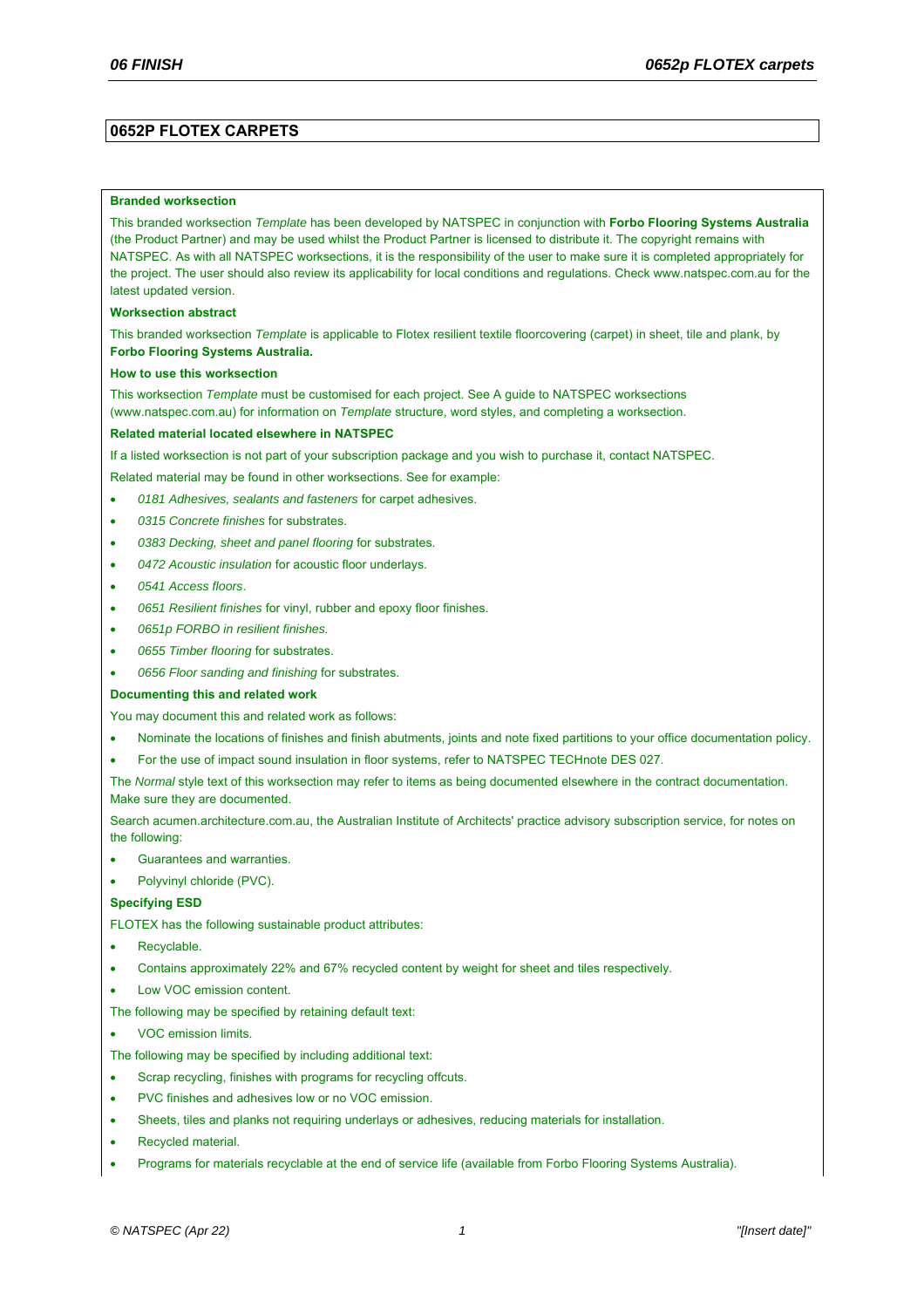# 0652P FLOTEX CARPETS

**Branded worksection**

This branded worksection *Template* has been developed by NATSPEC in conjunction with **Forbo Flooring Systems Australia** (the Product Partner) and may be used whilst the Product Partner is licensed to distribute it. The copyright remains with NATSPEC. As with all NATSPEC worksections, it is the responsibility of the user to make sure it is completed appropriately for the project. The user should also review its applicability for local conditions and regulations. Check www.natspec.com.au for the latest updated version.

**Worksection abstract**

This branded worksection *Template* is applicable to Flotex resilient textile floorcovering (carpet) in sheet, tile and plank, by **Forbo Flooring Systems Australia.**

**How to use this worksection**

This worksection *Template* must be customised for each project. See A guide to NATSPEC worksections (www.natspec.com.au) for information on *Template* structure, word styles, and completing a worksection.

**Related material located elsewhere in NATSPEC**

If a listed worksection is not part of your subscription package and you wish to purchase it, contact NATSPEC.

Related material may be found in other worksections. See for example:

- *0181 Adhesives, sealants and fasteners* for carpet adhesives.
- *0315 Concrete finishes* for substrates.
- *0383 Decking, sheet and panel flooring* for substrates.
- *0472 Acoustic insulation* for acoustic floor underlays.
- *0541 Access floors*.
- *0651 Resilient finishes* for vinyl, rubber and epoxy floor finishes.
- *0651p FORBO in resilient finishes*.
- *0655 Timber flooring* for substrates.
- *0656 Floor sanding and finishing* for substrates.

**Documenting this and related work**

You may document this and related work as follows:

- Nominate the locations of finishes and finish abutments, joints and note fixed partitions to your office documentation policy.
- For the use of impact sound insulation in floor systems, refer to NATSPEC TECHnote DES 027.

The *Normal* style text of this worksection may refer to items as being documented elsewhere in the contract documentation. Make sure they are documented.

Search acumen.architecture.com.au, the Australian Institute of Architects' practice advisory subscription service, for notes on the following:

- Guarantees and warranties.
- Polyvinyl chloride (PVC).

**Specifying ESD**

FLOTEX has the following sustainable product attributes:

- Recyclable.
- Contains approximately 22% and 67% recycled content by weight for sheet and tiles respectively.
- Low VOC emission content.

The following may be specified by retaining default text:

- VOC emission limits.

The following may be specified by including additional text:

- Scrap recycling, finishes with programs for recycling offcuts.
- PVC finishes and adhesives low or no VOC emission.
- Sheets, tiles and planks not requiring underlays or adhesives, reducing materials for installation.
- Recycled material.
- Programs for materials recyclable at the end of service life (available from Forbo Flooring Systems Australia).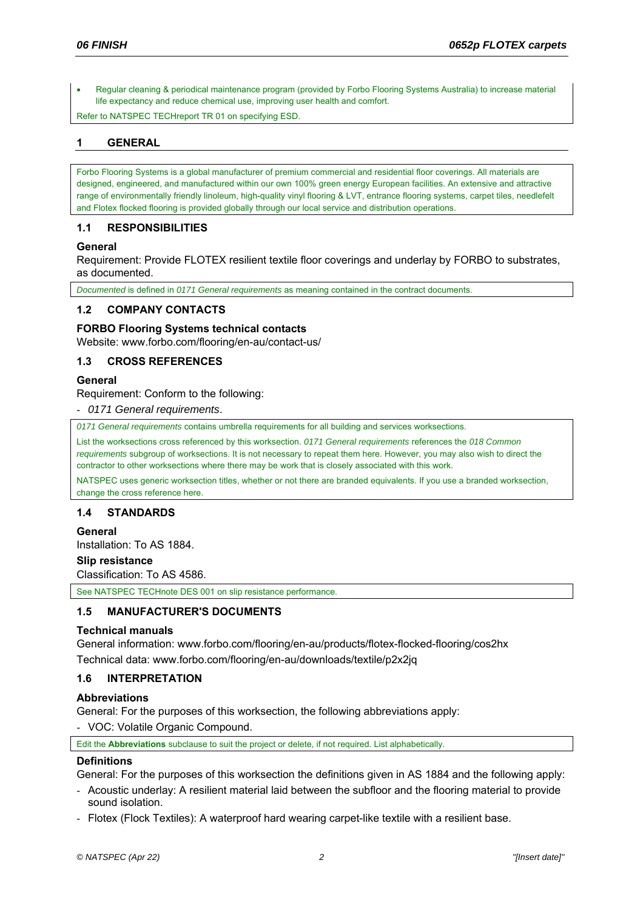- Regular cleaning & periodical maintenance program (provided by Forbo Flooring Systems Australia) to increase material life expectancy and reduce chemical use, improving user health and comfort.

Refer to NATSPEC TECHreport TR 01 on specifying ESD.

# 1 GENERAL

Forbo Flooring Systems is a global manufacturer of premium commercial and residential floor coverings. All materials are designed, engineered, and manufactured within our own 100% green energy European facilities. An extensive and attractive range of environmentally friendly linoleum, high-quality vinyl flooring & LVT, entrance flooring systems, carpet tiles, needlefelt and Flotex flocked flooring is provided globally through our local service and distribution operations.

## 1.1 RESPONSIBILITIES

### General

Requirement: Provide FLOTEX resilient textile floor coverings and underlay by FORBO to substrates, as documented.

*Documented* is defined in *0171 General requirements* as meaning contained in the contract documents.

## 1.2 COMPANY CONTACTS

### FORBO Flooring Systems technical contacts

Website: www.forbo.com/flooring/en-au/contact-us/

## 1.3 CROSS REFERENCES

### General

Requirement: Conform to the following:

- *0171 General requirements*.

*0171 General requirements* contains umbrella requirements for all building and services worksections.

List the worksections cross referenced by this worksection. *0171 General requirements* references the *018 Common requirements* subgroup of worksections. It is not necessary to repeat them here. However, you may also wish to direct the contractor to other worksections where there may be work that is closely associated with this work.

NATSPEC uses generic worksection titles, whether or not there are branded equivalents. If you use a branded worksection, change the cross reference here.

## 1.4 STANDARDS

### General

Installation: To AS 1884.

### Slip resistance

Classification: To AS 4586.

See NATSPEC TECHnote DES 001 on slip resistance performance.

## 1.5 MANUFACTURER'S DOCUMENTS

### Technical manuals

General information: www.forbo.com/flooring/en-au/products/flotex-flocked-flooring/cos2hx

Technical data: www.forbo.com/flooring/en-au/downloads/textile/p2x2jq

## 1.6 INTERPRETATION

### Abbreviations

General: For the purposes of this worksection, the following abbreviations apply:

- VOC: Volatile Organic Compound.

Edit the **Abbreviations** subclause to suit the project or delete, if not required. List alphabetically.

### Definitions

General: For the purposes of this worksection the definitions given in AS 1884 and the following apply:

- Acoustic underlay: A resilient material laid between the subfloor and the flooring material to provide sound isolation.
- Flotex (Flock Textiles): A waterproof hard wearing carpet-like textile with a resilient base.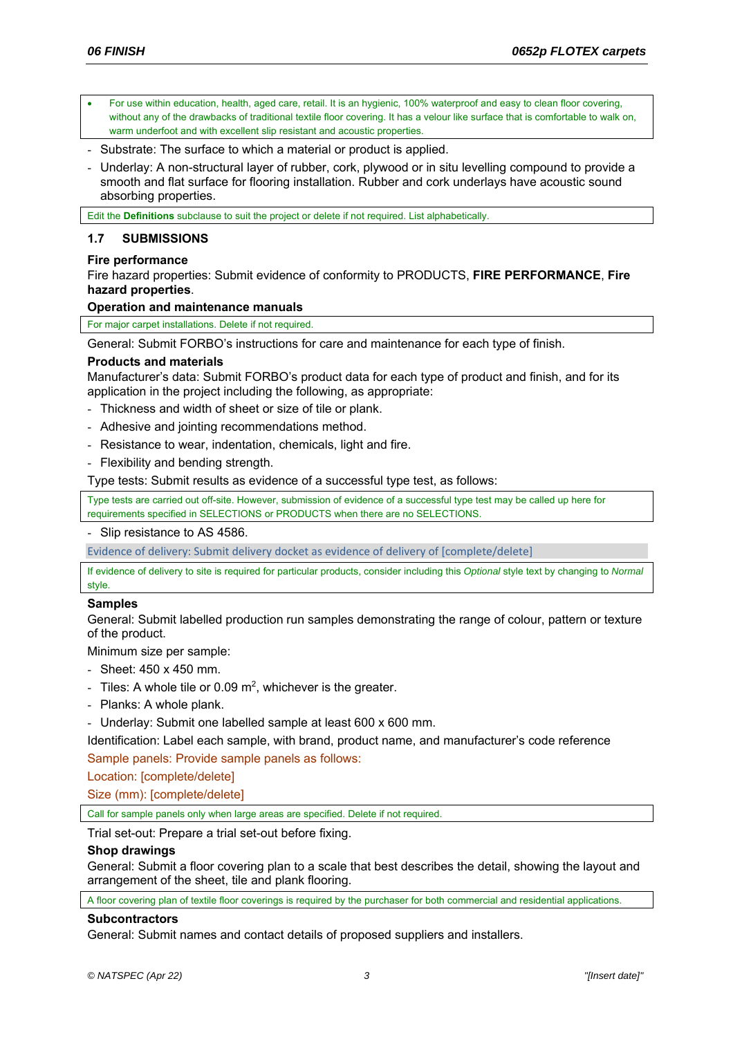- For use within education, health, aged care, retail. It is an hygienic, 100% waterproof and easy to clean floor covering, without any of the drawbacks of traditional textile floor covering. It has a velour like surface that is comfortable to walk on, warm underfoot and with excellent slip resistant and acoustic properties.

- Substrate: The surface to which a material or product is applied.
- Underlay: A non-structural layer of rubber, cork, plywood or in situ levelling compound to provide a smooth and flat surface for flooring installation. Rubber and cork underlays have acoustic sound absorbing properties.

Edit the **Definitions** subclause to suit the project or delete if not required. List alphabetically.

## 1.7 SUBMISSIONS

### Fire performance

Fire hazard properties: Submit evidence of conformity to PRODUCTS, **FIRE PERFORMANCE**, **Fire hazard properties**.

### Operation and maintenance manuals

For major carpet installations. Delete if not required.

General: Submit FORBO's instructions for care and maintenance for each type of finish.

### Products and materials

Manufacturer's data: Submit FORBO's product data for each type of product and finish, and for its application in the project including the following, as appropriate:

- Thickness and width of sheet or size of tile or plank.
- Adhesive and jointing recommendations method.
- Resistance to wear, indentation, chemicals, light and fire.
- Flexibility and bending strength.

Type tests: Submit results as evidence of a successful type test, as follows:

Type tests are carried out off-site. However, submission of evidence of a successful type test may be called up here for requirements specified in SELECTIONS or PRODUCTS when there are no SELECTIONS.

- Slip resistance to AS 4586.

Evidence of delivery: Submit delivery docket as evidence of delivery of [complete/delete]

If evidence of delivery to site is required for particular products, consider including this *Optional* style text by changing to *Normal* style.

### Samples

General: Submit labelled production run samples demonstrating the range of colour, pattern or texture of the product.

Minimum size per sample:

- Sheet: 450 x 450 mm.
- Tiles: A whole tile or 0.09 $m^2$, whichever is the greater.
- Planks: A whole plank.
- Underlay: Submit one labelled sample at least 600 x 600 mm.

Identification: Label each sample, with brand, product name, and manufacturer's code reference

Sample panels: Provide sample panels as follows:

Location: [complete/delete]

Size (mm): [complete/delete]

Call for sample panels only when large areas are specified. Delete if not required.

Trial set-out: Prepare a trial set-out before fixing.

### Shop drawings

General: Submit a floor covering plan to a scale that best describes the detail, showing the layout and arrangement of the sheet, tile and plank flooring.

A floor covering plan of textile floor coverings is required by the purchaser for both commercial and residential applications.

### Subcontractors

General: Submit names and contact details of proposed suppliers and installers.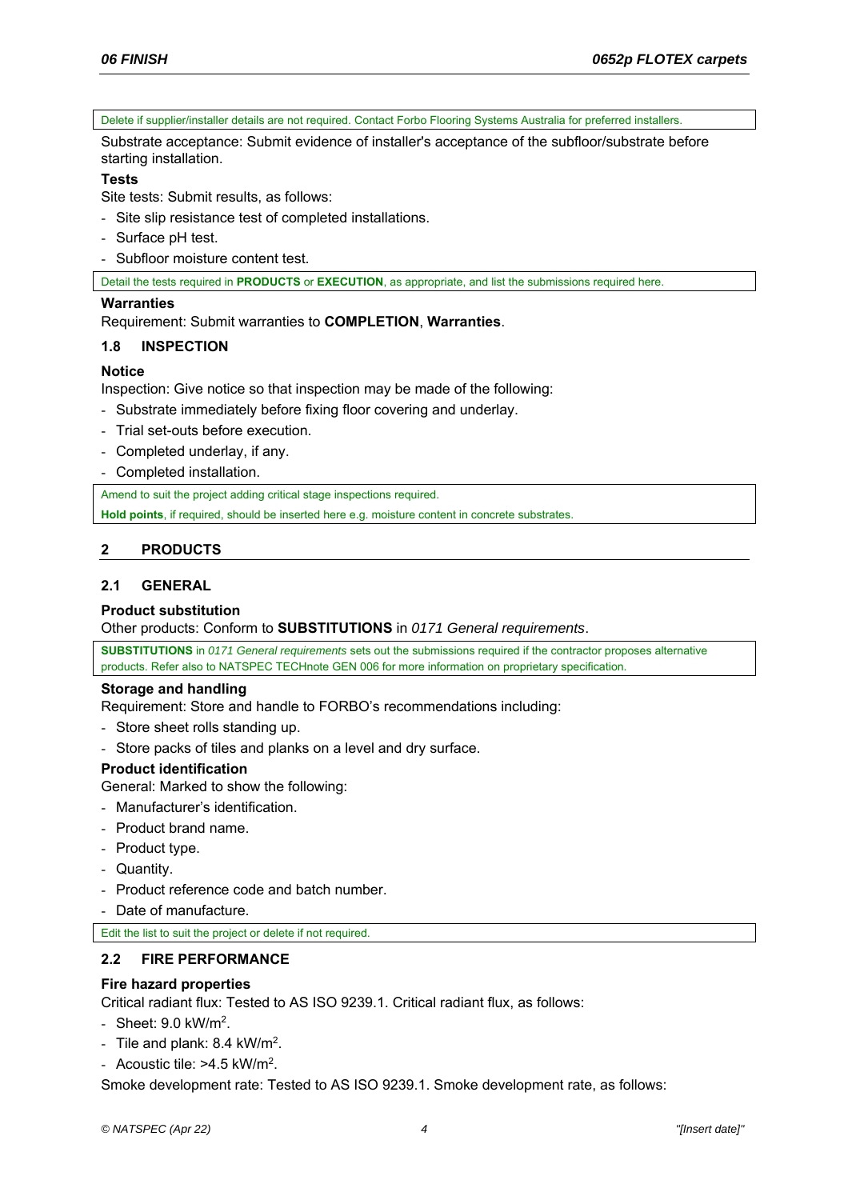Delete if supplier/installer details are not required. Contact Forbo Flooring Systems Australia for preferred installers.

Substrate acceptance: Submit evidence of installer's acceptance of the subfloor/substrate before starting installation.

**Tests**

Site tests: Submit results, as follows:

- Site slip resistance test of completed installations.
- Surface pH test.
- Subfloor moisture content test.

Detail the tests required in **PRODUCTS** or **EXECUTION**, as appropriate, and list the submissions required here.

**Warranties**

Requirement: Submit warranties to **COMPLETION**, **Warranties**.

### 1.8 INSPECTION

**Notice**

Inspection: Give notice so that inspection may be made of the following:

- Substrate immediately before fixing floor covering and underlay.
- Trial set-outs before execution.
- Completed underlay, if any.
- Completed installation.

Amend to suit the project adding critical stage inspections required.

**Hold points**, if required, should be inserted here e.g. moisture content in concrete substrates.

## 2 PRODUCTS

### 2.1 GENERAL

**Product substitution**

Other products: Conform to **SUBSTITUTIONS** in *0171 General requirements*.

**SUBSTITUTIONS** in *0171 General requirements* sets out the submissions required if the contractor proposes alternative products. Refer also to NATSPEC TECHnote GEN 006 for more information on proprietary specification.

**Storage and handling**

Requirement: Store and handle to FORBO's recommendations including:

- Store sheet rolls standing up.
- Store packs of tiles and planks on a level and dry surface.

**Product identification**

General: Marked to show the following:

- Manufacturer's identification.
- Product brand name.
- Product type.
- Quantity.
- Product reference code and batch number.
- Date of manufacture.

Edit the list to suit the project or delete if not required.

### 2.2 FIRE PERFORMANCE

**Fire hazard properties**

Critical radiant flux: Tested to AS ISO 9239.1. Critical radiant flux, as follows:

- Sheet: 9.0 kW/m$^2$.
- Tile and plank: 8.4 kW/m$^2$.
- Acoustic tile: >4.5 kW/m$^2$.

Smoke development rate: Tested to AS ISO 9239.1. Smoke development rate, as follows: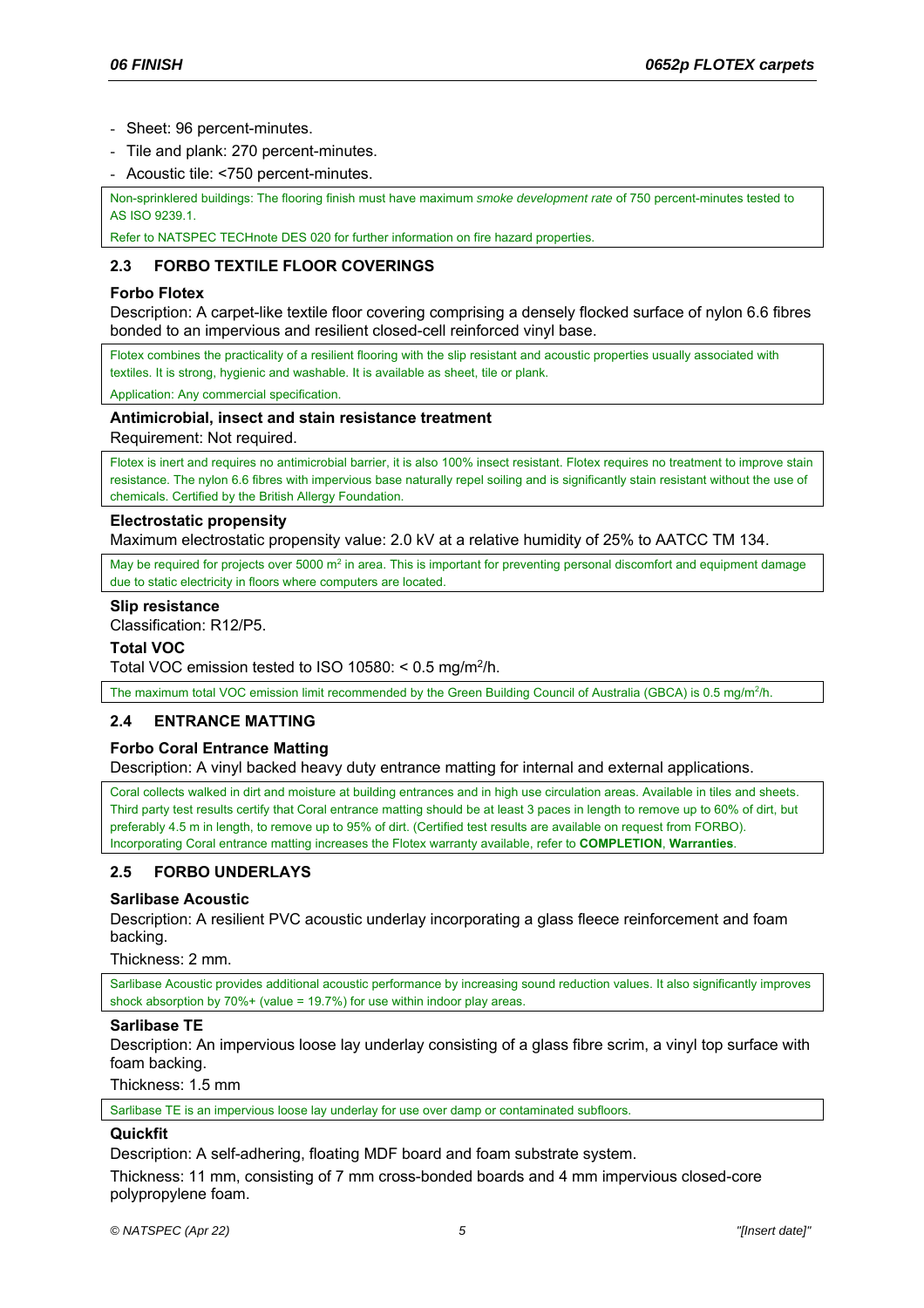- Sheet: 96 percent-minutes.
- Tile and plank: 270 percent-minutes.
- Acoustic tile: <750 percent-minutes.

> Non-sprinklered buildings: The flooring finish must have maximum *smoke development rate* of 750 percent-minutes tested to AS ISO 9239.1.
>
> Refer to NATSPEC TECHnote DES 020 for further information on fire hazard properties.

## 2.3 FORBO TEXTILE FLOOR COVERINGS

**Forbo Flotex**

Description: A carpet-like textile floor covering comprising a densely flocked surface of nylon 6.6 fibres bonded to an impervious and resilient closed-cell reinforced vinyl base.

> Flotex combines the practicality of a resilient flooring with the slip resistant and acoustic properties usually associated with textiles. It is strong, hygienic and washable. It is available as sheet, tile or plank.
>
> Application: Any commercial specification.

**Antimicrobial, insect and stain resistance treatment**

Requirement: Not required.

> Flotex is inert and requires no antimicrobial barrier, it is also 100% insect resistant. Flotex requires no treatment to improve stain resistance. The nylon 6.6 fibres with impervious base naturally repel soiling and is significantly stain resistant without the use of chemicals. Certified by the British Allergy Foundation.

**Electrostatic propensity**

Maximum electrostatic propensity value: 2.0 kV at a relative humidity of 25% to AATCC TM 134.

> May be required for projects over 5000 $m^2$ in area. This is important for preventing personal discomfort and equipment damage due to static electricity in floors where computers are located.

**Slip resistance**

Classification: R12/P5.

**Total VOC**

Total VOC emission tested to ISO 10580: < 0.5 $mg/m^2/h$.

> The maximum total VOC emission limit recommended by the Green Building Council of Australia (GBCA) is 0.5 $mg/m^2/h$.

## 2.4 ENTRANCE MATTING

**Forbo Coral Entrance Matting**

Description: A vinyl backed heavy duty entrance matting for internal and external applications.

> Coral collects walked in dirt and moisture at building entrances and in high use circulation areas. Available in tiles and sheets. Third party test results certify that Coral entrance matting should be at least 3 paces in length to remove up to 60% of dirt, but preferably 4.5 m in length, to remove up to 95% of dirt. (Certified test results are available on request from FORBO). Incorporating Coral entrance matting increases the Flotex warranty available, refer to **COMPLETION**, **Warranties**.

## 2.5 FORBO UNDERLAYS

**Sarlibase Acoustic**

Description: A resilient PVC acoustic underlay incorporating a glass fleece reinforcement and foam backing.

Thickness: 2 mm.

> Sarlibase Acoustic provides additional acoustic performance by increasing sound reduction values. It also significantly improves shock absorption by 70%+ (value = 19.7%) for use within indoor play areas.

**Sarlibase TE**

Description: An impervious loose lay underlay consisting of a glass fibre scrim, a vinyl top surface with foam backing.

Thickness: 1.5 mm

> Sarlibase TE is an impervious loose lay underlay for use over damp or contaminated subfloors.

**Quickfit**

Description: A self-adhering, floating MDF board and foam substrate system.

Thickness: 11 mm, consisting of 7 mm cross-bonded boards and 4 mm impervious closed-core polypropylene foam.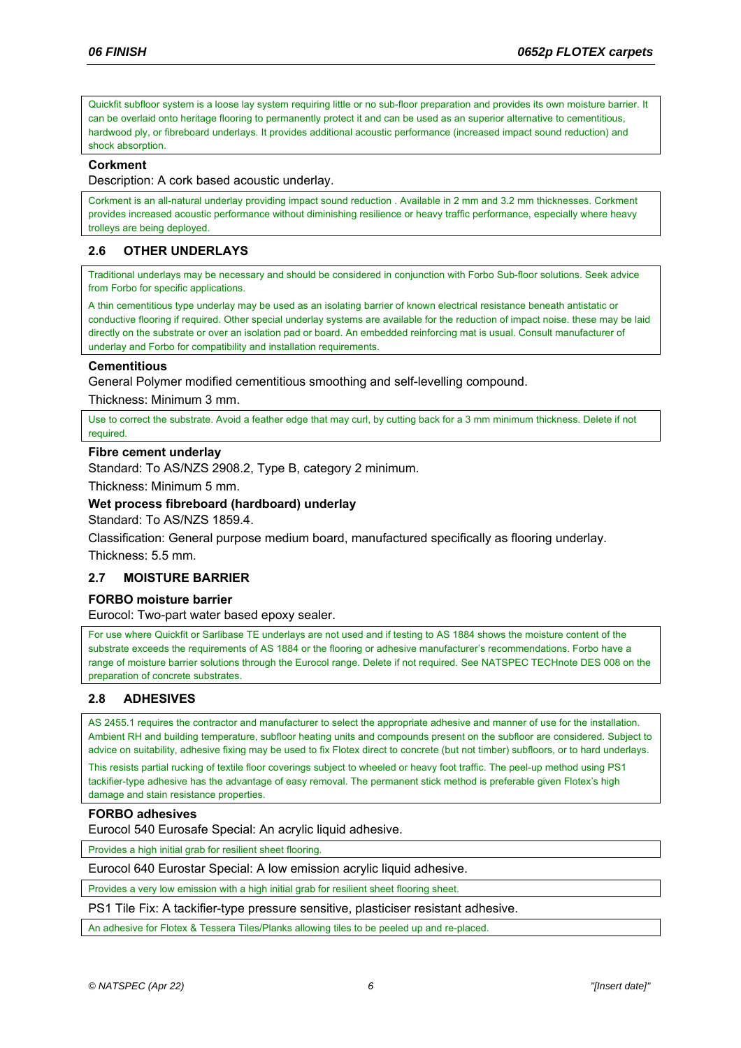Quickfit subfloor system is a loose lay system requiring little or no sub-floor preparation and provides its own moisture barrier. It can be overlaid onto heritage flooring to permanently protect it and can be used as an superior alternative to cementitious, hardwood ply, or fibreboard underlays. It provides additional acoustic performance (increased impact sound reduction) and shock absorption.

**Corkment**

Description: A cork based acoustic underlay.

Corkment is an all-natural underlay providing impact sound reduction . Available in 2 mm and 3.2 mm thicknesses. Corkment provides increased acoustic performance without diminishing resilience or heavy traffic performance, especially where heavy trolleys are being deployed.

## 2.6 OTHER UNDERLAYS

Traditional underlays may be necessary and should be considered in conjunction with Forbo Sub-floor solutions. Seek advice from Forbo for specific applications.

A thin cementitious type underlay may be used as an isolating barrier of known electrical resistance beneath antistatic or conductive flooring if required. Other special underlay systems are available for the reduction of impact noise. these may be laid directly on the substrate or over an isolation pad or board. An embedded reinforcing mat is usual. Consult manufacturer of underlay and Forbo for compatibility and installation requirements.

**Cementitious**

General Polymer modified cementitious smoothing and self-levelling compound.

Thickness: Minimum 3 mm.

Use to correct the substrate. Avoid a feather edge that may curl, by cutting back for a 3 mm minimum thickness. Delete if not required.

**Fibre cement underlay**

Standard: To AS/NZS 2908.2, Type B, category 2 minimum.

Thickness: Minimum 5 mm.

**Wet process fibreboard (hardboard) underlay**

Standard: To AS/NZS 1859.4.

Classification: General purpose medium board, manufactured specifically as flooring underlay.

Thickness: 5.5 mm.

## 2.7 MOISTURE BARRIER

**FORBO moisture barrier**

Eurocol: Two-part water based epoxy sealer.

For use where Quickfit or Sarlibase TE underlays are not used and if testing to AS 1884 shows the moisture content of the substrate exceeds the requirements of AS 1884 or the flooring or adhesive manufacturer's recommendations. Forbo have a range of moisture barrier solutions through the Eurocol range. Delete if not required. See NATSPEC TECHnote DES 008 on the preparation of concrete substrates.

## 2.8 ADHESIVES

AS 2455.1 requires the contractor and manufacturer to select the appropriate adhesive and manner of use for the installation. Ambient RH and building temperature, subfloor heating units and compounds present on the subfloor are considered. Subject to advice on suitability, adhesive fixing may be used to fix Flotex direct to concrete (but not timber) subfloors, or to hard underlays.

This resists partial rucking of textile floor coverings subject to wheeled or heavy foot traffic. The peel-up method using PS1 tackifier-type adhesive has the advantage of easy removal. The permanent stick method is preferable given Flotex's high damage and stain resistance properties.

**FORBO adhesives**

Eurocol 540 Eurosafe Special: An acrylic liquid adhesive.

Provides a high initial grab for resilient sheet flooring.

Eurocol 640 Eurostar Special: A low emission acrylic liquid adhesive.

Provides a very low emission with a high initial grab for resilient sheet flooring sheet.

PS1 Tile Fix: A tackifier-type pressure sensitive, plasticiser resistant adhesive.

An adhesive for Flotex & Tessera Tiles/Planks allowing tiles to be peeled up and re-placed.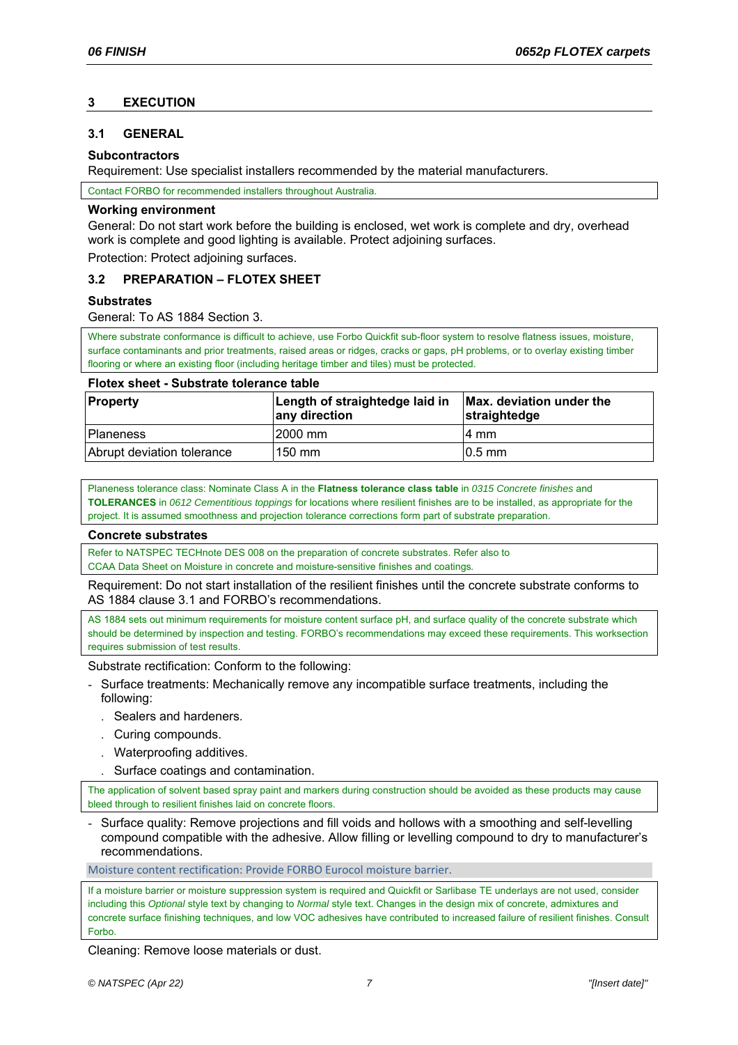## 3 EXECUTION

### 3.1 GENERAL

**Subcontractors**

Requirement: Use specialist installers recommended by the material manufacturers.

> Contact FORBO for recommended installers throughout Australia.

**Working environment**

General: Do not start work before the building is enclosed, wet work is complete and dry, overhead work is complete and good lighting is available. Protect adjoining surfaces.

Protection: Protect adjoining surfaces.

### 3.2 PREPARATION – FLOTEX SHEET

**Substrates**

General: To AS 1884 Section 3.

> Where substrate conformance is difficult to achieve, use Forbo Quickfit sub-floor system to resolve flatness issues, moisture, surface contaminants and prior treatments, raised areas or ridges, cracks or gaps, pH problems, or to overlay existing timber flooring or where an existing floor (including heritage timber and tiles) must be protected.

**Flotex sheet - Substrate tolerance table**

| Property | Length of straightedge laid in any direction | Max. deviation under the straightedge |
|---|---|---|
| Planeness | 2000 mm | 4 mm |
| Abrupt deviation tolerance | 150 mm | 0.5 mm |

> Planeness tolerance class: Nominate Class A in the **Flatness tolerance class table** in *0315 Concrete finishes* and **TOLERANCES** in *0612 Cementitious toppings* for locations where resilient finishes are to be installed, as appropriate for the project. It is assumed smoothness and projection tolerance corrections form part of substrate preparation.

**Concrete substrates**

> Refer to NATSPEC TECHnote DES 008 on the preparation of concrete substrates. Refer also to CCAA Data Sheet on Moisture in concrete and moisture-sensitive finishes and coatings.

Requirement: Do not start installation of the resilient finishes until the concrete substrate conforms to AS 1884 clause 3.1 and FORBO's recommendations.

> AS 1884 sets out minimum requirements for moisture content surface pH, and surface quality of the concrete substrate which should be determined by inspection and testing. FORBO's recommendations may exceed these requirements. This worksection requires submission of test results.

Substrate rectification: Conform to the following:

- Surface treatments: Mechanically remove any incompatible surface treatments, including the following:
  - Sealers and hardeners.
  - Curing compounds.
  - Waterproofing additives.
  - Surface coatings and contamination.

> The application of solvent based spray paint and markers during construction should be avoided as these products may cause bleed through to resilient finishes laid on concrete floors.

- Surface quality: Remove projections and fill voids and hollows with a smoothing and self-levelling compound compatible with the adhesive. Allow filling or levelling compound to dry to manufacturer's recommendations.

Moisture content rectification: Provide FORBO Eurocol moisture barrier.

> If a moisture barrier or moisture suppression system is required and Quickfit or Sarlibase TE underlays are not used, consider including this *Optional* style text by changing to *Normal* style text. Changes in the design mix of concrete, admixtures and concrete surface finishing techniques, and low VOC adhesives have contributed to increased failure of resilient finishes. Consult Forbo.

Cleaning: Remove loose materials or dust.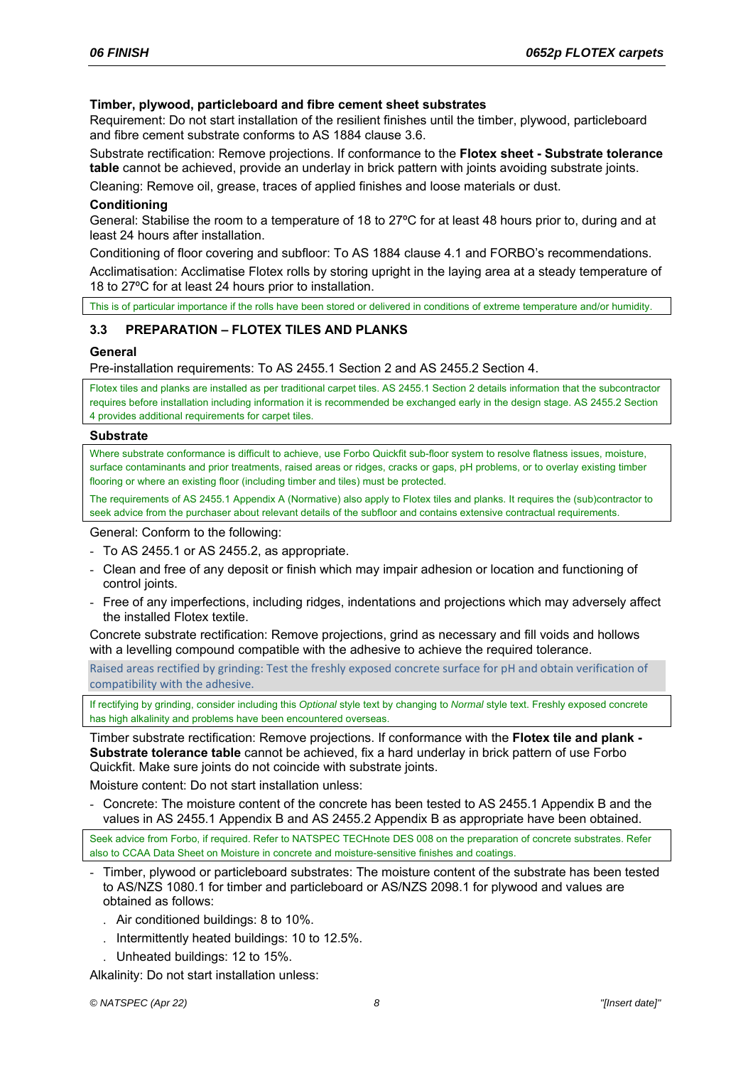**Timber, plywood, particleboard and fibre cement sheet substrates**

Requirement: Do not start installation of the resilient finishes until the timber, plywood, particleboard and fibre cement substrate conforms to AS 1884 clause 3.6.

Substrate rectification: Remove projections. If conformance to the **Flotex sheet - Substrate tolerance table** cannot be achieved, provide an underlay in brick pattern with joints avoiding substrate joints.

Cleaning: Remove oil, grease, traces of applied finishes and loose materials or dust.

**Conditioning**

General: Stabilise the room to a temperature of 18 to 27ºC for at least 48 hours prior to, during and at least 24 hours after installation.

Conditioning of floor covering and subfloor: To AS 1884 clause 4.1 and FORBO's recommendations.

Acclimatisation: Acclimatise Flotex rolls by storing upright in the laying area at a steady temperature of 18 to 27ºC for at least 24 hours prior to installation.

This is of particular importance if the rolls have been stored or delivered in conditions of extreme temperature and/or humidity.

### 3.3 PREPARATION – FLOTEX TILES AND PLANKS

**General**

Pre-installation requirements: To AS 2455.1 Section 2 and AS 2455.2 Section 4.

Flotex tiles and planks are installed as per traditional carpet tiles. AS 2455.1 Section 2 details information that the subcontractor requires before installation including information it is recommended be exchanged early in the design stage. AS 2455.2 Section 4 provides additional requirements for carpet tiles.

**Substrate**

Where substrate conformance is difficult to achieve, use Forbo Quickfit sub-floor system to resolve flatness issues, moisture, surface contaminants and prior treatments, raised areas or ridges, cracks or gaps, pH problems, or to overlay existing timber flooring or where an existing floor (including timber and tiles) must be protected.

The requirements of AS 2455.1 Appendix A (Normative) also apply to Flotex tiles and planks. It requires the (sub)contractor to seek advice from the purchaser about relevant details of the subfloor and contains extensive contractual requirements.

General: Conform to the following:

- To AS 2455.1 or AS 2455.2, as appropriate.
- Clean and free of any deposit or finish which may impair adhesion or location and functioning of control joints.
- Free of any imperfections, including ridges, indentations and projections which may adversely affect the installed Flotex textile.

Concrete substrate rectification: Remove projections, grind as necessary and fill voids and hollows with a levelling compound compatible with the adhesive to achieve the required tolerance.

Raised areas rectified by grinding: Test the freshly exposed concrete surface for pH and obtain verification of compatibility with the adhesive.

If rectifying by grinding, consider including this *Optional* style text by changing to *Normal* style text. Freshly exposed concrete has high alkalinity and problems have been encountered overseas.

Timber substrate rectification: Remove projections. If conformance with the **Flotex tile and plank - Substrate tolerance table** cannot be achieved, fix a hard underlay in brick pattern of use Forbo Quickfit. Make sure joints do not coincide with substrate joints.

Moisture content: Do not start installation unless:

- Concrete: The moisture content of the concrete has been tested to AS 2455.1 Appendix B and the values in AS 2455.1 Appendix B and AS 2455.2 Appendix B as appropriate have been obtained.

Seek advice from Forbo, if required. Refer to NATSPEC TECHnote DES 008 on the preparation of concrete substrates. Refer also to CCAA Data Sheet on Moisture in concrete and moisture-sensitive finishes and coatings.

- Timber, plywood or particleboard substrates: The moisture content of the substrate has been tested to AS/NZS 1080.1 for timber and particleboard or AS/NZS 2098.1 for plywood and values are obtained as follows:
  - Air conditioned buildings: 8 to 10%.
  - Intermittently heated buildings: 10 to 12.5%.
  - Unheated buildings: 12 to 15%.

Alkalinity: Do not start installation unless: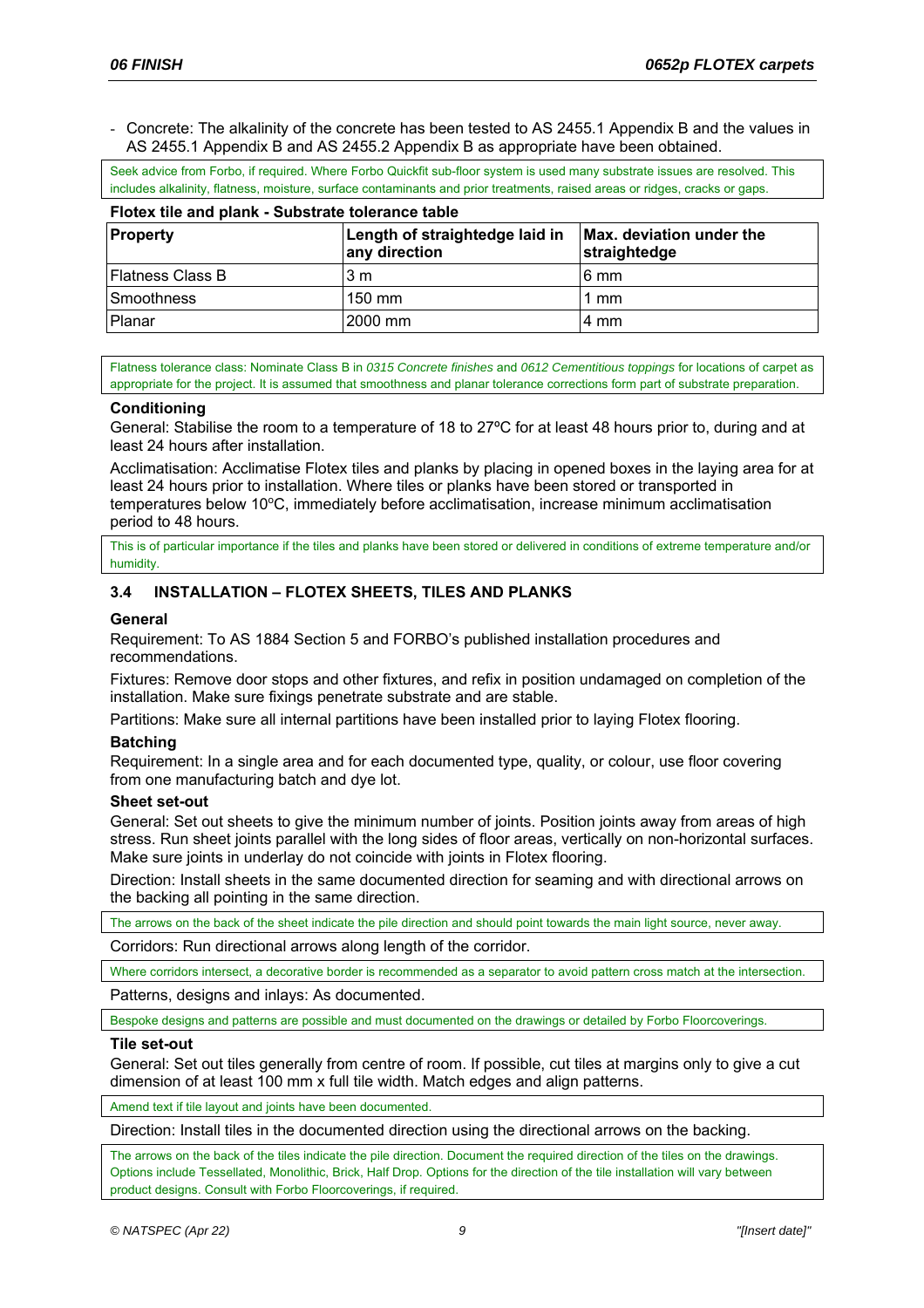- Concrete: The alkalinity of the concrete has been tested to AS 2455.1 Appendix B and the values in AS 2455.1 Appendix B and AS 2455.2 Appendix B as appropriate have been obtained.

Seek advice from Forbo, if required. Where Forbo Quickfit sub-floor system is used many substrate issues are resolved. This includes alkalinity, flatness, moisture, surface contaminants and prior treatments, raised areas or ridges, cracks or gaps.

**Flotex tile and plank - Substrate tolerance table**

| Property | Length of straightedge laid in any direction | Max. deviation under the straightedge |
|---|---|---|
| Flatness Class B | 3 m | 6 mm |
| Smoothness | 150 mm | 1 mm |
| Planar | 2000 mm | 4 mm |

Flatness tolerance class: Nominate Class B in *0315 Concrete finishes* and *0612 Cementitious toppings* for locations of carpet as appropriate for the project. It is assumed that smoothness and planar tolerance corrections form part of substrate preparation.

**Conditioning**

General: Stabilise the room to a temperature of 18 to 27ºC for at least 48 hours prior to, during and at least 24 hours after installation.

Acclimatisation: Acclimatise Flotex tiles and planks by placing in opened boxes in the laying area for at least 24 hours prior to installation. Where tiles or planks have been stored or transported in temperatures below 10ºC, immediately before acclimatisation, increase minimum acclimatisation period to 48 hours.

This is of particular importance if the tiles and planks have been stored or delivered in conditions of extreme temperature and/or humidity.

### 3.4 INSTALLATION – FLOTEX SHEETS, TILES AND PLANKS

**General**

Requirement: To AS 1884 Section 5 and FORBO's published installation procedures and recommendations.

Fixtures: Remove door stops and other fixtures, and refix in position undamaged on completion of the installation. Make sure fixings penetrate substrate and are stable.

Partitions: Make sure all internal partitions have been installed prior to laying Flotex flooring.

**Batching**

Requirement: In a single area and for each documented type, quality, or colour, use floor covering from one manufacturing batch and dye lot.

**Sheet set-out**

General: Set out sheets to give the minimum number of joints. Position joints away from areas of high stress. Run sheet joints parallel with the long sides of floor areas, vertically on non-horizontal surfaces. Make sure joints in underlay do not coincide with joints in Flotex flooring.

Direction: Install sheets in the same documented direction for seaming and with directional arrows on the backing all pointing in the same direction.

The arrows on the back of the sheet indicate the pile direction and should point towards the main light source, never away.

Corridors: Run directional arrows along length of the corridor.

Where corridors intersect, a decorative border is recommended as a separator to avoid pattern cross match at the intersection.

Patterns, designs and inlays: As documented.

Bespoke designs and patterns are possible and must documented on the drawings or detailed by Forbo Floorcoverings.

**Tile set-out**

General: Set out tiles generally from centre of room. If possible, cut tiles at margins only to give a cut dimension of at least 100 mm x full tile width. Match edges and align patterns.

Amend text if tile layout and joints have been documented.

Direction: Install tiles in the documented direction using the directional arrows on the backing.

The arrows on the back of the tiles indicate the pile direction. Document the required direction of the tiles on the drawings. Options include Tessellated, Monolithic, Brick, Half Drop. Options for the direction of the tile installation will vary between product designs. Consult with Forbo Floorcoverings, if required.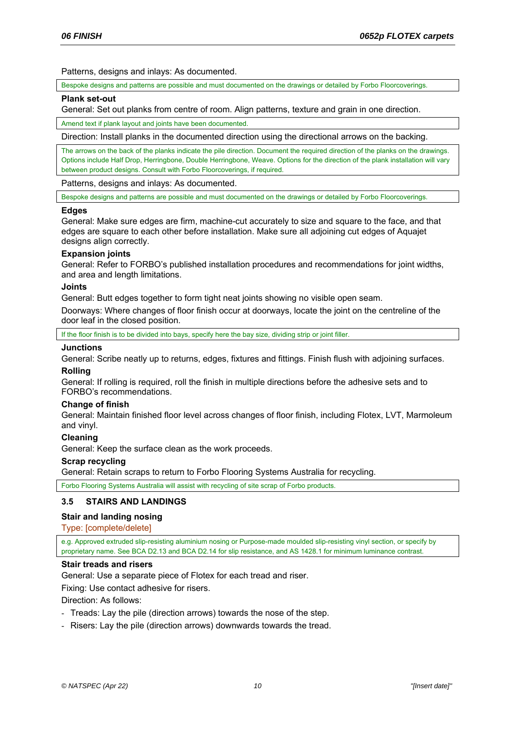Patterns, designs and inlays: As documented.

> Bespoke designs and patterns are possible and must documented on the drawings or detailed by Forbo Floorcoverings.

**Plank set-out**

General: Set out planks from centre of room. Align patterns, texture and grain in one direction.

> Amend text if plank layout and joints have been documented.

Direction: Install planks in the documented direction using the directional arrows on the backing.

> The arrows on the back of the planks indicate the pile direction. Document the required direction of the planks on the drawings. Options include Half Drop, Herringbone, Double Herringbone, Weave. Options for the direction of the plank installation will vary between product designs. Consult with Forbo Floorcoverings, if required.

Patterns, designs and inlays: As documented.

> Bespoke designs and patterns are possible and must documented on the drawings or detailed by Forbo Floorcoverings.

**Edges**

General: Make sure edges are firm, machine-cut accurately to size and square to the face, and that edges are square to each other before installation. Make sure all adjoining cut edges of Aquajet designs align correctly.

**Expansion joints**

General: Refer to FORBO's published installation procedures and recommendations for joint widths, and area and length limitations.

**Joints**

General: Butt edges together to form tight neat joints showing no visible open seam.

Doorways: Where changes of floor finish occur at doorways, locate the joint on the centreline of the door leaf in the closed position.

> If the floor finish is to be divided into bays, specify here the bay size, dividing strip or joint filler.

**Junctions**

General: Scribe neatly up to returns, edges, fixtures and fittings. Finish flush with adjoining surfaces.

**Rolling**

General: If rolling is required, roll the finish in multiple directions before the adhesive sets and to FORBO's recommendations.

**Change of finish**

General: Maintain finished floor level across changes of floor finish, including Flotex, LVT, Marmoleum and vinyl.

**Cleaning**

General: Keep the surface clean as the work proceeds.

**Scrap recycling**

General: Retain scraps to return to Forbo Flooring Systems Australia for recycling.

> Forbo Flooring Systems Australia will assist with recycling of site scrap of Forbo products.

## 3.5 STAIRS AND LANDINGS

**Stair and landing nosing**

Type: [complete/delete]

> e.g. Approved extruded slip-resisting aluminium nosing or Purpose-made moulded slip-resisting vinyl section, or specify by proprietary name. See BCA D2.13 and BCA D2.14 for slip resistance, and AS 1428.1 for minimum luminance contrast.

**Stair treads and risers**

General: Use a separate piece of Flotex for each tread and riser.

Fixing: Use contact adhesive for risers.

Direction: As follows:

- Treads: Lay the pile (direction arrows) towards the nose of the step.
- Risers: Lay the pile (direction arrows) downwards towards the tread.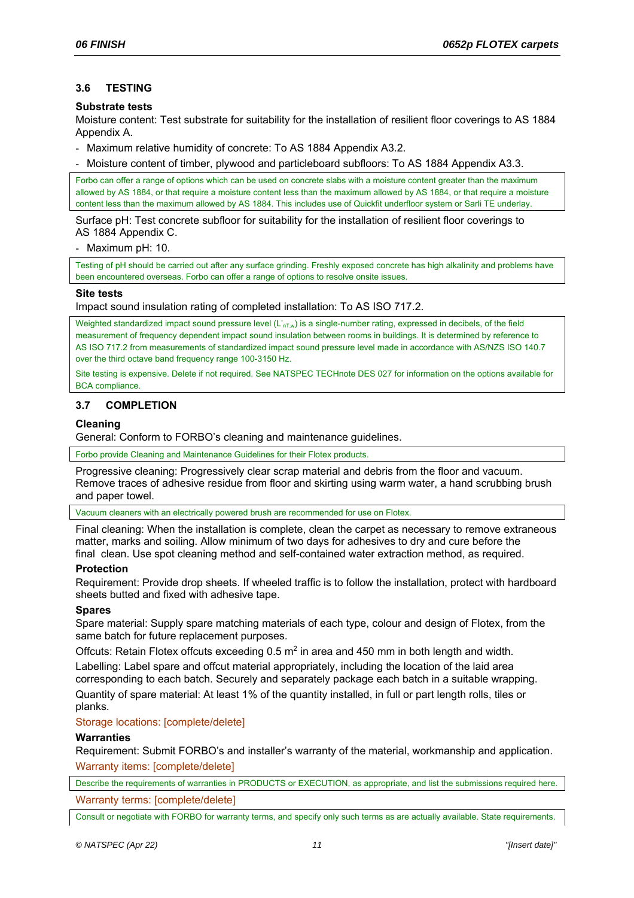### 3.6 TESTING

**Substrate tests**

Moisture content: Test substrate for suitability for the installation of resilient floor coverings to AS 1884 Appendix A.

- Maximum relative humidity of concrete: To AS 1884 Appendix A3.2.
- Moisture content of timber, plywood and particleboard subfloors: To AS 1884 Appendix A3.3.

> Forbo can offer a range of options which can be used on concrete slabs with a moisture content greater than the maximum allowed by AS 1884, or that require a moisture content less than the maximum allowed by AS 1884, or that require a moisture content less than the maximum allowed by AS 1884. This includes use of Quickfit underfloor system or Sarli TE underlay.

Surface pH: Test concrete subfloor for suitability for the installation of resilient floor coverings to AS 1884 Appendix C.

- Maximum pH: 10.

> Testing of pH should be carried out after any surface grinding. Freshly exposed concrete has high alkalinity and problems have been encountered overseas. Forbo can offer a range of options to resolve onsite issues.

**Site tests**

Impact sound insulation rating of completed installation: To AS ISO 717.2.

> Weighted standardized impact sound pressure level ($L'_{nT,w}$) is a single-number rating, expressed in decibels, of the field measurement of frequency dependent impact sound insulation between rooms in buildings. It is determined by reference to AS ISO 717.2 from measurements of standardized impact sound pressure level made in accordance with AS/NZS ISO 140.7 over the third octave band frequency range 100-3150 Hz.
>
> Site testing is expensive. Delete if not required. See NATSPEC TECHnote DES 027 for information on the options available for BCA compliance.

### 3.7 COMPLETION

**Cleaning**

General: Conform to FORBO's cleaning and maintenance guidelines.

> Forbo provide Cleaning and Maintenance Guidelines for their Flotex products.

Progressive cleaning: Progressively clear scrap material and debris from the floor and vacuum. Remove traces of adhesive residue from floor and skirting using warm water, a hand scrubbing brush and paper towel.

> Vacuum cleaners with an electrically powered brush are recommended for use on Flotex.

Final cleaning: When the installation is complete, clean the carpet as necessary to remove extraneous matter, marks and soiling. Allow minimum of two days for adhesives to dry and cure before the final clean. Use spot cleaning method and self-contained water extraction method, as required.

**Protection**

Requirement: Provide drop sheets. If wheeled traffic is to follow the installation, protect with hardboard sheets butted and fixed with adhesive tape.

**Spares**

Spare material: Supply spare matching materials of each type, colour and design of Flotex, from the same batch for future replacement purposes.

Offcuts: Retain Flotex offcuts exceeding 0.5 $m^2$ in area and 450 mm in both length and width.

Labelling: Label spare and offcut material appropriately, including the location of the laid area corresponding to each batch. Securely and separately package each batch in a suitable wrapping.

Quantity of spare material: At least 1% of the quantity installed, in full or part length rolls, tiles or planks.

Storage locations: [complete/delete]

**Warranties**

Requirement: Submit FORBO's and installer's warranty of the material, workmanship and application.

Warranty items: [complete/delete]

> Describe the requirements of warranties in PRODUCTS or EXECUTION, as appropriate, and list the submissions required here.

Warranty terms: [complete/delete]

> Consult or negotiate with FORBO for warranty terms, and specify only such terms as are actually available. State requirements.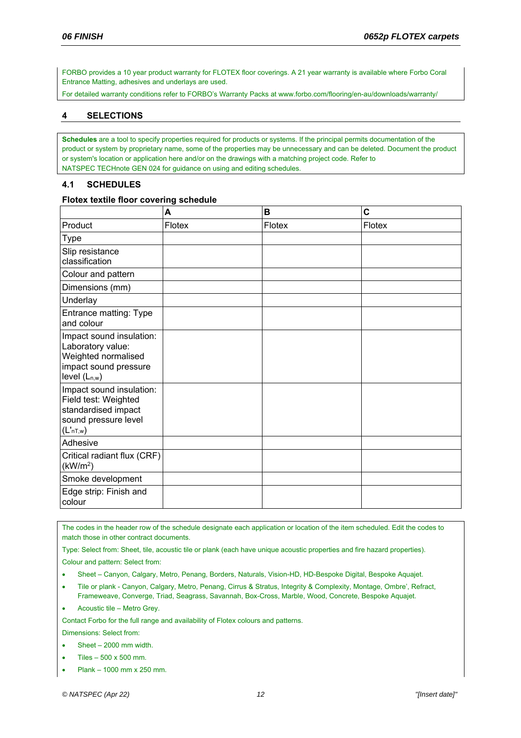FORBO provides a 10 year product warranty for FLOTEX floor coverings. A 21 year warranty is available where Forbo Coral Entrance Matting, adhesives and underlays are used.

For detailed warranty conditions refer to FORBO's Warranty Packs at www.forbo.com/flooring/en-au/downloads/warranty/

## 4 SELECTIONS

**Schedules** are a tool to specify properties required for products or systems. If the principal permits documentation of the product or system by proprietary name, some of the properties may be unnecessary and can be deleted. Document the product or system's location or application here and/or on the drawings with a matching project code. Refer to NATSPEC TECHnote GEN 024 for guidance on using and editing schedules.

### 4.1 SCHEDULES

**Flotex textile floor covering schedule**

| | A | B | C |
|---|---|---|---|
| Product | Flotex | Flotex | Flotex |
| Type | | | |
| Slip resistance classification | | | |
| Colour and pattern | | | |
| Dimensions (mm) | | | |
| Underlay | | | |
| Entrance matting: Type and colour | | | |
| Impact sound insulation: Laboratory value: Weighted normalised impact sound pressure level ($L_{n,w}$) | | | |
| Impact sound insulation: Field test: Weighted standardised impact sound pressure level ($L'_{nT,w}$) | | | |
| Adhesive | | | |
| Critical radiant flux (CRF) ($kW/m^2$) | | | |
| Smoke development | | | |
| Edge strip: Finish and colour | | | |

The codes in the header row of the schedule designate each application or location of the item scheduled. Edit the codes to match those in other contract documents.

Type: Select from: Sheet, tile, acoustic tile or plank (each have unique acoustic properties and fire hazard properties).

Colour and pattern: Select from:

- Sheet – Canyon, Calgary, Metro, Penang, Borders, Naturals, Vision-HD, HD-Bespoke Digital, Bespoke Aquajet.
- Tile or plank - Canyon, Calgary, Metro, Penang, Cirrus & Stratus, Integrity & Complexity, Montage, Ombre', Refract, Frameweave, Converge, Triad, Seagrass, Savannah, Box-Cross, Marble, Wood, Concrete, Bespoke Aquajet.
- Acoustic tile – Metro Grey.

Contact Forbo for the full range and availability of Flotex colours and patterns.

Dimensions: Select from:

- Sheet – 2000 mm width.
- Tiles – 500 x 500 mm.
- Plank – 1000 mm x 250 mm.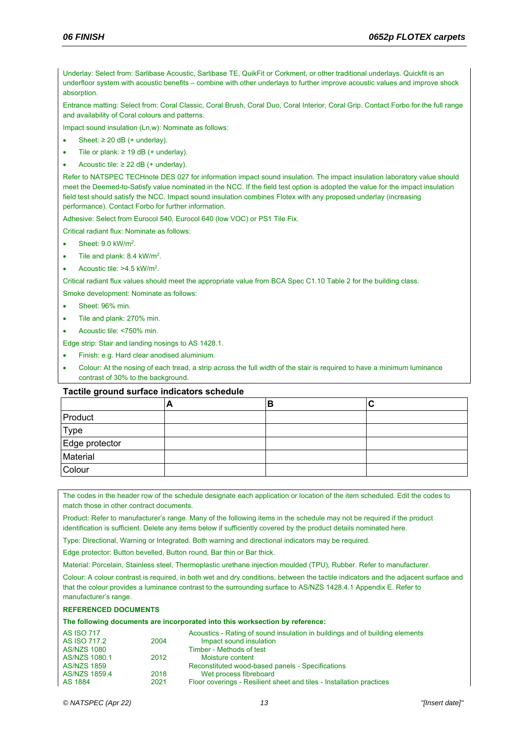Underlay: Select from: Sarlibase Acoustic, Sarlibase TE, QuikFit or Corkment, or other traditional underlays. Quickfit is an underfloor system with acoustic benefits – combine with other underlays to further improve acoustic values and improve shock absorption.

Entrance matting: Select from: Coral Classic, Coral Brush, Coral Duo, Coral Interior, Coral Grip. Contact Forbo for the full range and availability of Coral colours and patterns.

Impact sound insulation (Ln,w): Nominate as follows:

- Sheet: ≥ 20 dB (+ underlay).
- Tile or plank: ≥ 19 dB (+ underlay).
- Acoustic tile: ≥ 22 dB (+ underlay).

Refer to NATSPEC TECHnote DES 027 for information impact sound insulation. The impact insulation laboratory value should meet the Deemed-to-Satisfy value nominated in the NCC. If the field test option is adopted the value for the impact insulation field test should satisfy the NCC. Impact sound insulation combines Flotex with any proposed underlay (increasing performance). Contact Forbo for further information.

Adhesive: Select from Eurocol 540, Eurocol 640 (low VOC) or PS1 Tile Fix.

Critical radiant flux: Nominate as follows:

- Sheet: 9.0 kW/m$^2$.
- Tile and plank: 8.4 kW/m$^2$.
- Acoustic tile: >4.5 kW/m$^2$.

Critical radiant flux values should meet the appropriate value from BCA Spec C1.10 Table 2 for the building class.

Smoke development: Nominate as follows:

- Sheet: 96% min.
- Tile and plank: 270% min.
- Acoustic tile: <750% min.

Edge strip: Stair and landing nosings to AS 1428.1.

- Finish: e.g. Hard clear anodised aluminium.
- Colour: At the nosing of each tread, a strip across the full width of the stair is required to have a minimum luminance contrast of 30% to the background.

### Tactile ground surface indicators schedule

| | A | B | C |
|---|---|---|---|
| Product | | | |
| Type | | | |
| Edge protector | | | |
| Material | | | |
| Colour | | | |

The codes in the header row of the schedule designate each application or location of the item scheduled. Edit the codes to match those in other contract documents.

Product: Refer to manufacturer's range. Many of the following items in the schedule may not be required if the product identification is sufficient. Delete any items below if sufficiently covered by the product details nominated here.

Type: Directional, Warning or Integrated. Both warning and directional indicators may be required.

Edge protector: Button bevelled, Button round, Bar thin or Bar thick.

Material: Porcelain, Stainless steel, Thermoplastic urethane injection moulded (TPU), Rubber. Refer to manufacturer.

Colour: A colour contrast is required, in both wet and dry conditions, between the tactile indicators and the adjacent surface and that the colour provides a luminance contrast to the surrounding surface to AS/NZS 1428.4.1 Appendix E. Refer to manufacturer's range.

**REFERENCED DOCUMENTS**

**The following documents are incorporated into this worksection by reference:**

| | | |
|---|---|---|
| AS ISO 717 | | Acoustics - Rating of sound insulation in buildings and of building elements |
| AS ISO 717.2 | 2004 | Impact sound insulation |
| AS/NZS 1080 | | Timber - Methods of test |
| AS/NZS 1080.1 | 2012 | Moisture content |
| AS/NZS 1859 | | Reconstituted wood-based panels - Specifications |
| AS/NZS 1859.4 | 2018 | Wet process fibreboard |
| AS 1884 | 2021 | Floor coverings - Resilient sheet and tiles - Installation practices |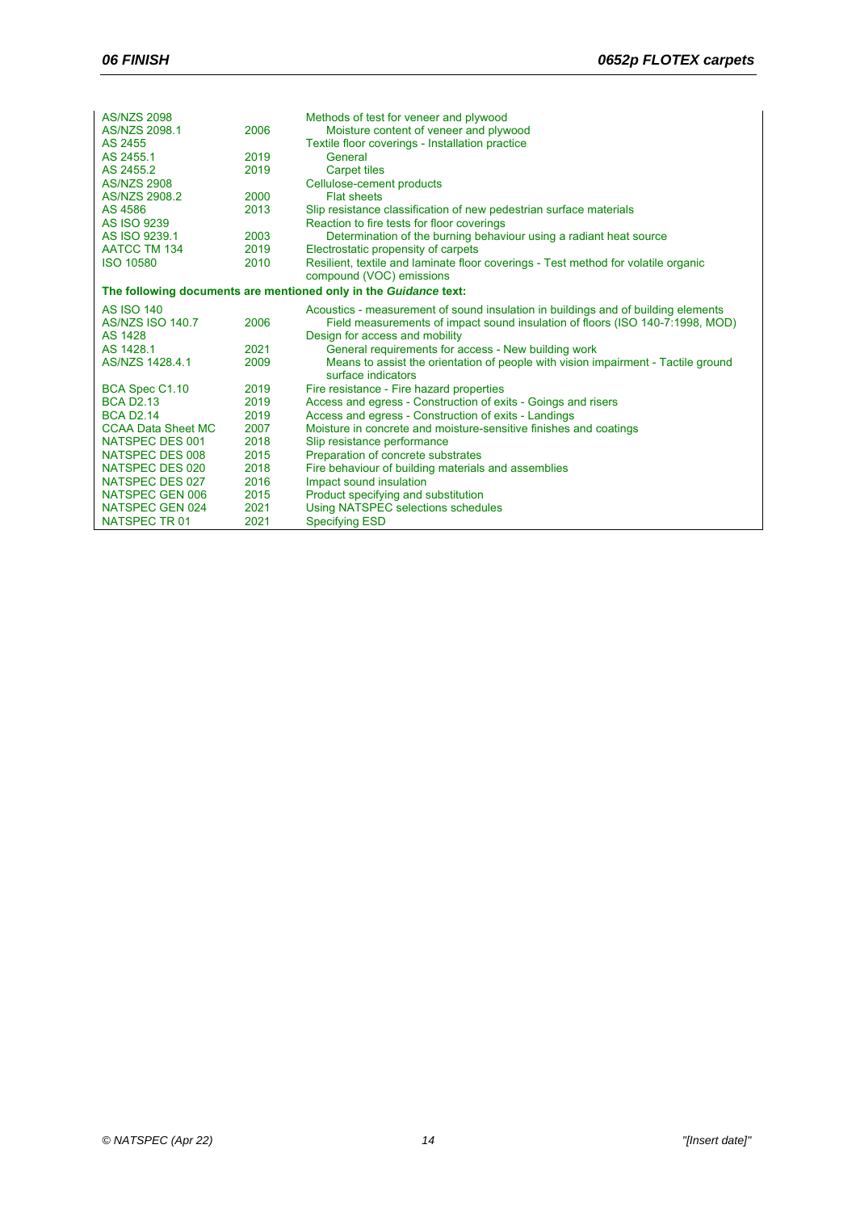| | | |
|---|---|---|
| AS/NZS 2098 | | Methods of test for veneer and plywood |
| AS/NZS 2098.1 | 2006 | Moisture content of veneer and plywood |
| AS 2455 | | Textile floor coverings - Installation practice |
| AS 2455.1 | 2019 | General |
| AS 2455.2 | 2019 | Carpet tiles |
| AS/NZS 2908 | | Cellulose-cement products |
| AS/NZS 2908.2 | 2000 | Flat sheets |
| AS 4586 | 2013 | Slip resistance classification of new pedestrian surface materials |
| AS ISO 9239 | | Reaction to fire tests for floor coverings |
| AS ISO 9239.1 | 2003 | Determination of the burning behaviour using a radiant heat source |
| AATCC TM 134 | 2019 | Electrostatic propensity of carpets |
| ISO 10580 | 2010 | Resilient, textile and laminate floor coverings - Test method for volatile organic compound (VOC) emissions |
| **The following documents are mentioned only in the *Guidance* text:** | | |
| AS ISO 140 | | Acoustics - measurement of sound insulation in buildings and of building elements |
| AS/NZS ISO 140.7 | 2006 | Field measurements of impact sound insulation of floors (ISO 140-7:1998, MOD) |
| AS 1428 | | Design for access and mobility |
| AS 1428.1 | 2021 | General requirements for access - New building work |
| AS/NZS 1428.4.1 | 2009 | Means to assist the orientation of people with vision impairment - Tactile ground surface indicators |
| BCA Spec C1.10 | 2019 | Fire resistance - Fire hazard properties |
| BCA D2.13 | 2019 | Access and egress - Construction of exits - Goings and risers |
| BCA D2.14 | 2019 | Access and egress - Construction of exits - Landings |
| CCAA Data Sheet MC | 2007 | Moisture in concrete and moisture-sensitive finishes and coatings |
| NATSPEC DES 001 | 2018 | Slip resistance performance |
| NATSPEC DES 008 | 2015 | Preparation of concrete substrates |
| NATSPEC DES 020 | 2018 | Fire behaviour of building materials and assemblies |
| NATSPEC DES 027 | 2016 | Impact sound insulation |
| NATSPEC GEN 006 | 2015 | Product specifying and substitution |
| NATSPEC GEN 024 | 2021 | Using NATSPEC selections schedules |
| NATSPEC TR 01 | 2021 | Specifying ESD |